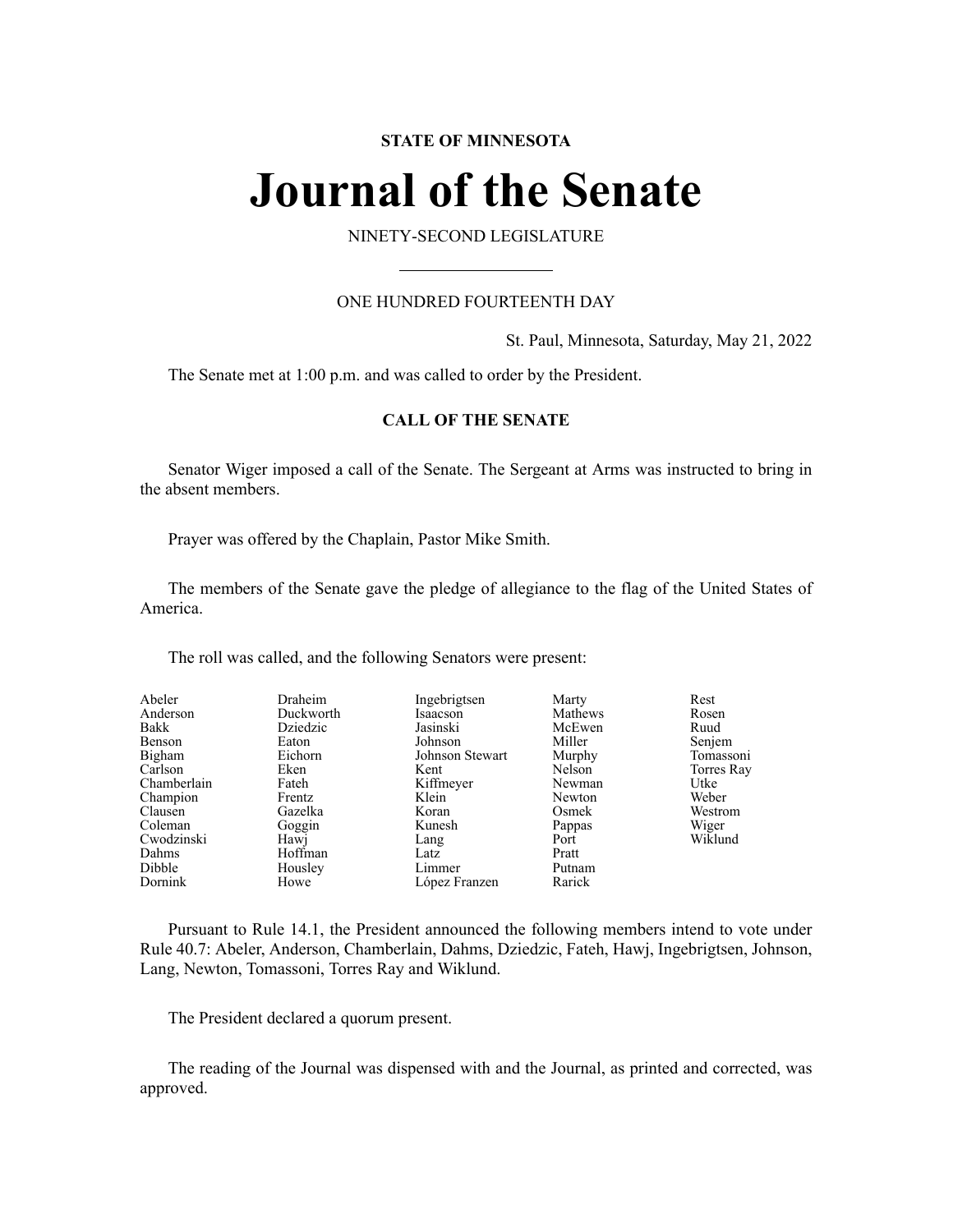**STATE OF MINNESOTA**

# Journal of the Senate

NINETY-SECOND LEGISLATURE

ONE HUNDRED FOURTEENTH DAY

St. Paul, Minnesota, Saturday, May 21, 2022

The Senate met at 1:00 p.m. and was called to order by the President.

## CALL OF THE SENATE

Senator Wiger imposed a call of the Senate. The Sergeant at Arms was instructed to bring in the absent members.

Prayer was offered by the Chaplain, Pastor Mike Smith.

The members of the Senate gave the pledge of allegiance to the flag of the United States of America.

The roll was called, and the following Senators were present:

| | | | | |
|---|---|---|---|---|
| Abeler | Draheim | Ingebrigtsen | Marty | Rest |
| Anderson | Duckworth | Isaacson | Mathews | Rosen |
| Bakk | Dziedzic | Jasinski | McEwen | Ruud |
| Benson | Eaton | Johnson | Miller | Senjem |
| Bigham | Eichorn | Johnson Stewart | Murphy | Tomassoni |
| Carlson | Eken | Kent | Nelson | Torres Ray |
| Chamberlain | Fateh | Kiffmeyer | Newman | Utke |
| Champion | Frentz | Klein | Newton | Weber |
| Clausen | Gazelka | Koran | Osmek | Westrom |
| Coleman | Goggin | Kunesh | Pappas | Wiger |
| Cwodzinski | Hawj | Lang | Port | Wiklund |
| Dahms | Hoffman | Latz | Pratt | |
| Dibble | Housley | Limmer | Putnam | |
| Dornink | Howe | López Franzen | Rarick | |

Pursuant to Rule 14.1, the President announced the following members intend to vote under Rule 40.7: Abeler, Anderson, Chamberlain, Dahms, Dziedzic, Fateh, Hawj, Ingebrigtsen, Johnson, Lang, Newton, Tomassoni, Torres Ray and Wiklund.

The President declared a quorum present.

The reading of the Journal was dispensed with and the Journal, as printed and corrected, was approved.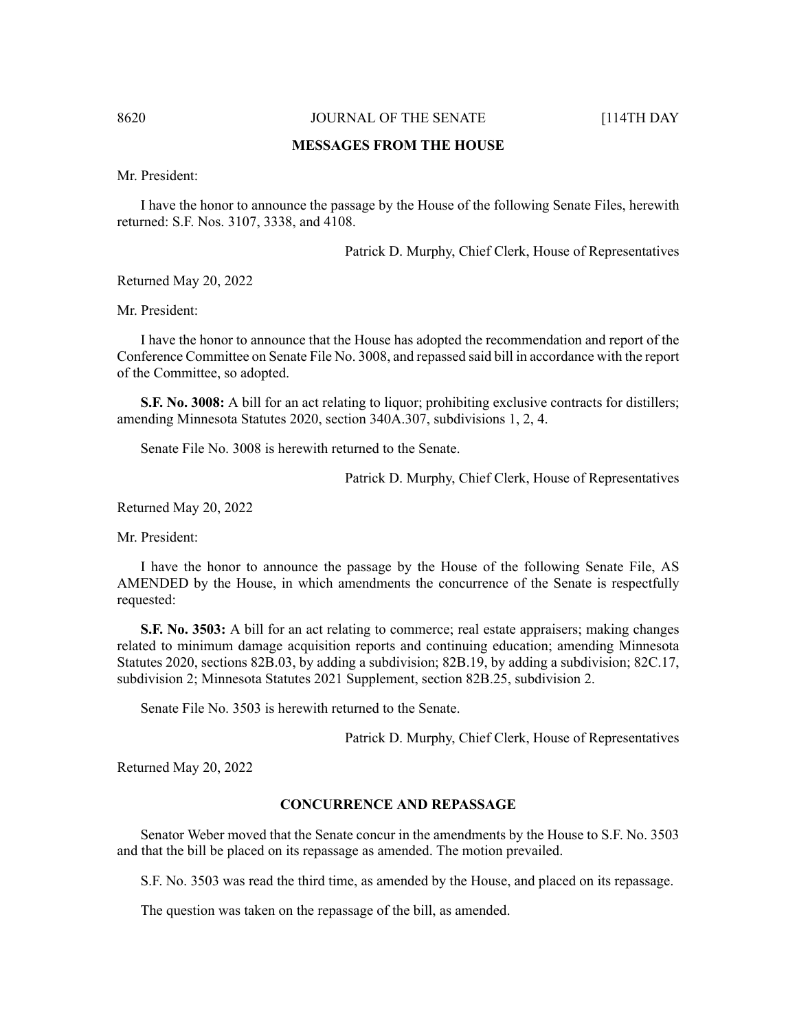## MESSAGES FROM THE HOUSE

Mr. President:

I have the honor to announce the passage by the House of the following Senate Files, herewith returned: S.F. Nos. 3107, 3338, and 4108.

Patrick D. Murphy, Chief Clerk, House of Representatives

Returned May 20, 2022

Mr. President:

I have the honor to announce that the House has adopted the recommendation and report of the Conference Committee on Senate File No. 3008, and repassed said bill in accordance with the report of the Committee, so adopted.

**S.F. No. 3008:** A bill for an act relating to liquor; prohibiting exclusive contracts for distillers; amending Minnesota Statutes 2020, section 340A.307, subdivisions 1, 2, 4.

Senate File No. 3008 is herewith returned to the Senate.

Patrick D. Murphy, Chief Clerk, House of Representatives

Returned May 20, 2022

Mr. President:

I have the honor to announce the passage by the House of the following Senate File, AS AMENDED by the House, in which amendments the concurrence of the Senate is respectfully requested:

**S.F. No. 3503:** A bill for an act relating to commerce; real estate appraisers; making changes related to minimum damage acquisition reports and continuing education; amending Minnesota Statutes 2020, sections 82B.03, by adding a subdivision; 82B.19, by adding a subdivision; 82C.17, subdivision 2; Minnesota Statutes 2021 Supplement, section 82B.25, subdivision 2.

Senate File No. 3503 is herewith returned to the Senate.

Patrick D. Murphy, Chief Clerk, House of Representatives

Returned May 20, 2022

## CONCURRENCE AND REPASSAGE

Senator Weber moved that the Senate concur in the amendments by the House to S.F. No. 3503 and that the bill be placed on its repassage as amended. The motion prevailed.

S.F. No. 3503 was read the third time, as amended by the House, and placed on its repassage.

The question was taken on the repassage of the bill, as amended.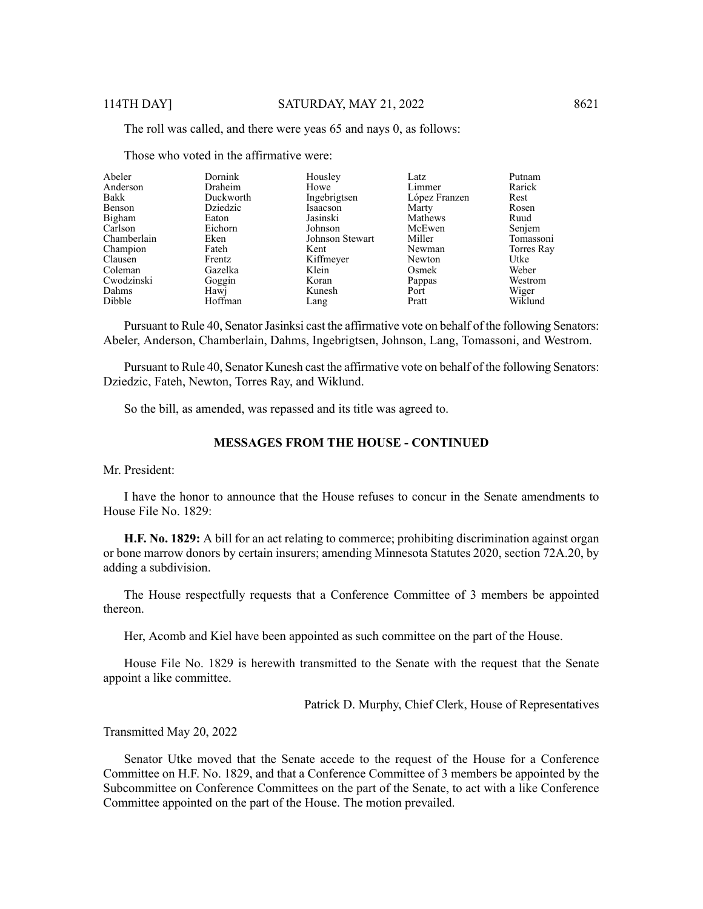The roll was called, and there were yeas 65 and nays 0, as follows:

Those who voted in the affirmative were:

| | | | | |
|---|---|---|---|---|
| Abeler | Dornink | Housley | Latz | Putnam |
| Anderson | Draheim | Howe | Limmer | Rarick |
| Bakk | Duckworth | Ingebrigtsen | López Franzen | Rest |
| Benson | Dziedzic | Isaacson | Marty | Rosen |
| Bigham | Eaton | Jasinski | Mathews | Ruud |
| Carlson | Eichorn | Johnson | McEwen | Senjem |
| Chamberlain | Eken | Johnson Stewart | Miller | Tomassoni |
| Champion | Fateh | Kent | Newman | Torres Ray |
| Clausen | Frentz | Kiffmeyer | Newton | Utke |
| Coleman | Gazelka | Klein | Osmek | Weber |
| Cwodzinski | Goggin | Koran | Pappas | Westrom |
| Dahms | Hawj | Kunesh | Port | Wiger |
| Dibble | Hoffman | Lang | Pratt | Wiklund |

Pursuant to Rule 40, Senator Jasinksi cast the affirmative vote on behalf of the following Senators: Abeler, Anderson, Chamberlain, Dahms, Ingebrigtsen, Johnson, Lang, Tomassoni, and Westrom.

Pursuant to Rule 40, Senator Kunesh cast the affirmative vote on behalf of the following Senators: Dziedzic, Fateh, Newton, Torres Ray, and Wiklund.

So the bill, as amended, was repassed and its title was agreed to.

## MESSAGES FROM THE HOUSE - CONTINUED

Mr. President:

I have the honor to announce that the House refuses to concur in the Senate amendments to House File No. 1829:

**H.F. No. 1829:** A bill for an act relating to commerce; prohibiting discrimination against organ or bone marrow donors by certain insurers; amending Minnesota Statutes 2020, section 72A.20, by adding a subdivision.

The House respectfully requests that a Conference Committee of 3 members be appointed thereon.

Her, Acomb and Kiel have been appointed as such committee on the part of the House.

House File No. 1829 is herewith transmitted to the Senate with the request that the Senate appoint a like committee.

Patrick D. Murphy, Chief Clerk, House of Representatives

Transmitted May 20, 2022

Senator Utke moved that the Senate accede to the request of the House for a Conference Committee on H.F. No. 1829, and that a Conference Committee of 3 members be appointed by the Subcommittee on Conference Committees on the part of the Senate, to act with a like Conference Committee appointed on the part of the House. The motion prevailed.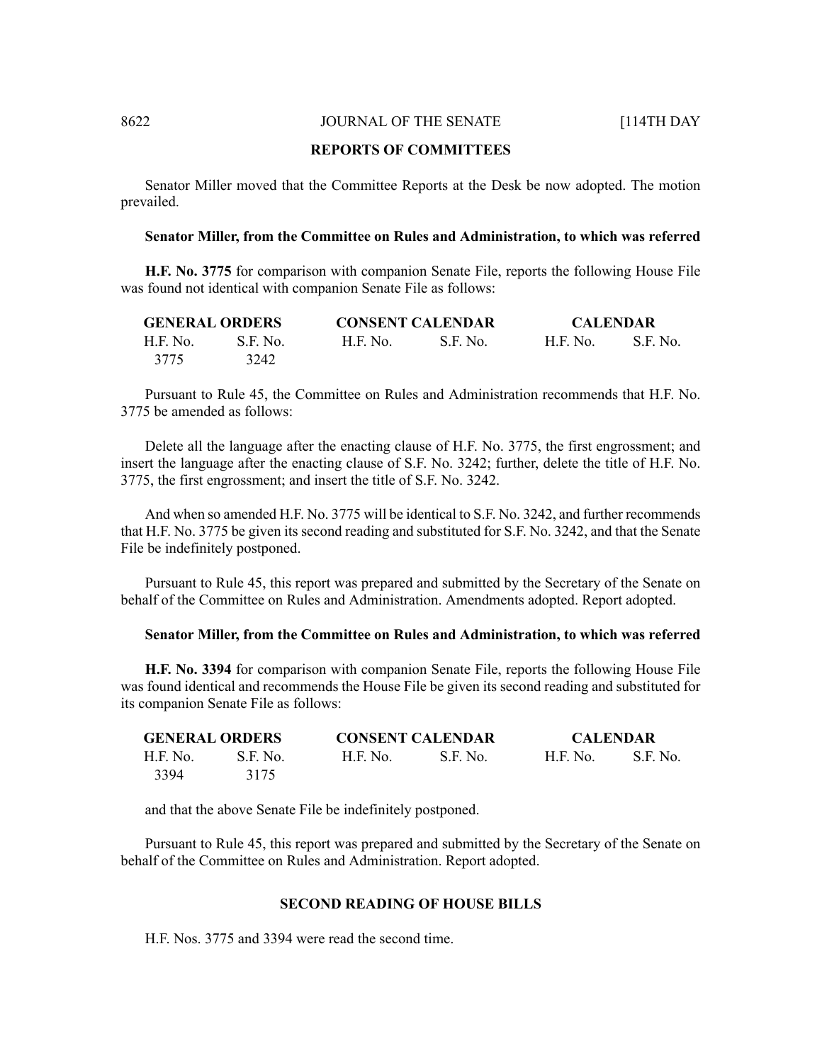## REPORTS OF COMMITTEES

Senator Miller moved that the Committee Reports at the Desk be now adopted. The motion prevailed.

**Senator Miller, from the Committee on Rules and Administration, to which was referred**

**H.F. No. 3775** for comparison with companion Senate File, reports the following House File was found not identical with companion Senate File as follows:

| GENERAL ORDERS | | CONSENT CALENDAR | | CALENDAR | |
|---|---|---|---|---|---|
| H.F. No. | S.F. No. | H.F. No. | S.F. No. | H.F. No. | S.F. No. |
| 3775 | 3242 | | | | |

Pursuant to Rule 45, the Committee on Rules and Administration recommends that H.F. No. 3775 be amended as follows:

Delete all the language after the enacting clause of H.F. No. 3775, the first engrossment; and insert the language after the enacting clause of S.F. No. 3242; further, delete the title of H.F. No. 3775, the first engrossment; and insert the title of S.F. No. 3242.

And when so amended H.F. No. 3775 will be identical to S.F. No. 3242, and further recommends that H.F. No. 3775 be given its second reading and substituted for S.F. No. 3242, and that the Senate File be indefinitely postponed.

Pursuant to Rule 45, this report was prepared and submitted by the Secretary of the Senate on behalf of the Committee on Rules and Administration. Amendments adopted. Report adopted.

**Senator Miller, from the Committee on Rules and Administration, to which was referred**

**H.F. No. 3394** for comparison with companion Senate File, reports the following House File was found identical and recommends the House File be given its second reading and substituted for its companion Senate File as follows:

| GENERAL ORDERS | | CONSENT CALENDAR | | CALENDAR | |
|---|---|---|---|---|---|
| H.F. No. | S.F. No. | H.F. No. | S.F. No. | H.F. No. | S.F. No. |
| 3394 | 3175 | | | | |

and that the above Senate File be indefinitely postponed.

Pursuant to Rule 45, this report was prepared and submitted by the Secretary of the Senate on behalf of the Committee on Rules and Administration. Report adopted.

## SECOND READING OF HOUSE BILLS

H.F. Nos. 3775 and 3394 were read the second time.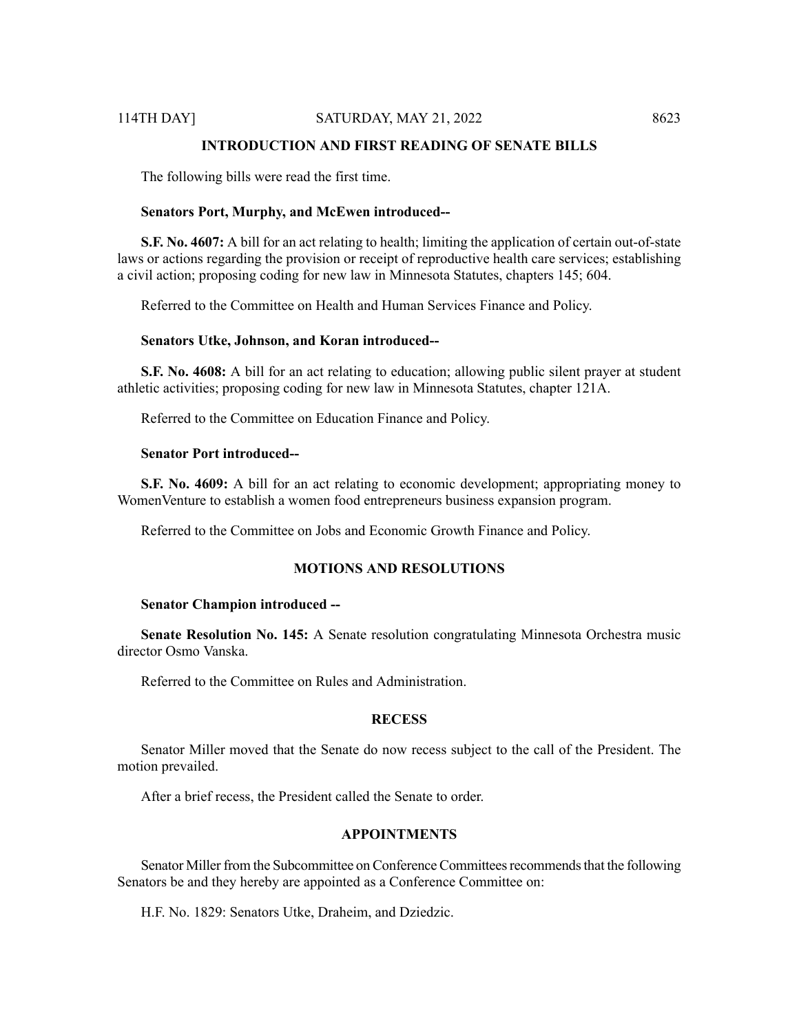## INTRODUCTION AND FIRST READING OF SENATE BILLS

The following bills were read the first time.

**Senators Port, Murphy, and McEwen introduced--**

**S.F. No. 4607:** A bill for an act relating to health; limiting the application of certain out-of-state laws or actions regarding the provision or receipt of reproductive health care services; establishing a civil action; proposing coding for new law in Minnesota Statutes, chapters 145; 604.

Referred to the Committee on Health and Human Services Finance and Policy.

**Senators Utke, Johnson, and Koran introduced--**

**S.F. No. 4608:** A bill for an act relating to education; allowing public silent prayer at student athletic activities; proposing coding for new law in Minnesota Statutes, chapter 121A.

Referred to the Committee on Education Finance and Policy.

**Senator Port introduced--**

**S.F. No. 4609:** A bill for an act relating to economic development; appropriating money to WomenVenture to establish a women food entrepreneurs business expansion program.

Referred to the Committee on Jobs and Economic Growth Finance and Policy.

## MOTIONS AND RESOLUTIONS

**Senator Champion introduced --**

**Senate Resolution No. 145:** A Senate resolution congratulating Minnesota Orchestra music director Osmo Vanska.

Referred to the Committee on Rules and Administration.

## RECESS

Senator Miller moved that the Senate do now recess subject to the call of the President. The motion prevailed.

After a brief recess, the President called the Senate to order.

## APPOINTMENTS

Senator Miller from the Subcommittee on Conference Committees recommends that the following Senators be and they hereby are appointed as a Conference Committee on:

H.F. No. 1829: Senators Utke, Draheim, and Dziedzic.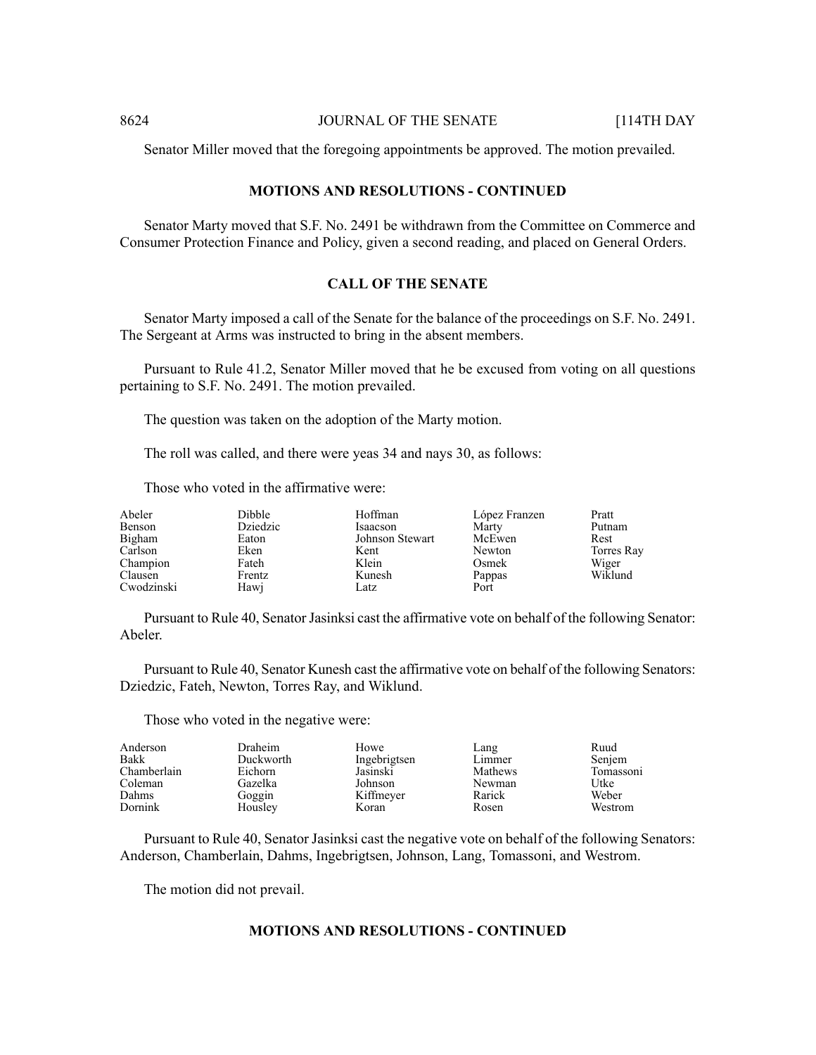Senator Miller moved that the foregoing appointments be approved. The motion prevailed.

## MOTIONS AND RESOLUTIONS - CONTINUED

Senator Marty moved that S.F. No. 2491 be withdrawn from the Committee on Commerce and Consumer Protection Finance and Policy, given a second reading, and placed on General Orders.

## CALL OF THE SENATE

Senator Marty imposed a call of the Senate for the balance of the proceedings on S.F. No. 2491. The Sergeant at Arms was instructed to bring in the absent members.

Pursuant to Rule 41.2, Senator Miller moved that he be excused from voting on all questions pertaining to S.F. No. 2491. The motion prevailed.

The question was taken on the adoption of the Marty motion.

The roll was called, and there were yeas 34 and nays 30, as follows:

Those who voted in the affirmative were:

| | | | | |
|---|---|---|---|---|
| Abeler | Dibble | Hoffman | López Franzen | Pratt |
| Benson | Dziedzic | Isaacson | Marty | Putnam |
| Bigham | Eaton | Johnson Stewart | McEwen | Rest |
| Carlson | Eken | Kent | Newton | Torres Ray |
| Champion | Fateh | Klein | Osmek | Wiger |
| Clausen | Frentz | Kunesh | Pappas | Wiklund |
| Cwodzinski | Hawj | Latz | Port | |

Pursuant to Rule 40, Senator Jasinksi cast the affirmative vote on behalf of the following Senator: Abeler.

Pursuant to Rule 40, Senator Kunesh cast the affirmative vote on behalf of the following Senators: Dziedzic, Fateh, Newton, Torres Ray, and Wiklund.

Those who voted in the negative were:

| | | | | |
|---|---|---|---|---|
| Anderson | Draheim | Howe | Lang | Ruud |
| Bakk | Duckworth | Ingebrigtsen | Limmer | Senjem |
| Chamberlain | Eichorn | Jasinski | Mathews | Tomassoni |
| Coleman | Gazelka | Johnson | Newman | Utke |
| Dahms | Goggin | Kiffmeyer | Rarick | Weber |
| Dornink | Housley | Koran | Rosen | Westrom |

Pursuant to Rule 40, Senator Jasinksi cast the negative vote on behalf of the following Senators: Anderson, Chamberlain, Dahms, Ingebrigtsen, Johnson, Lang, Tomassoni, and Westrom.

The motion did not prevail.

## MOTIONS AND RESOLUTIONS - CONTINUED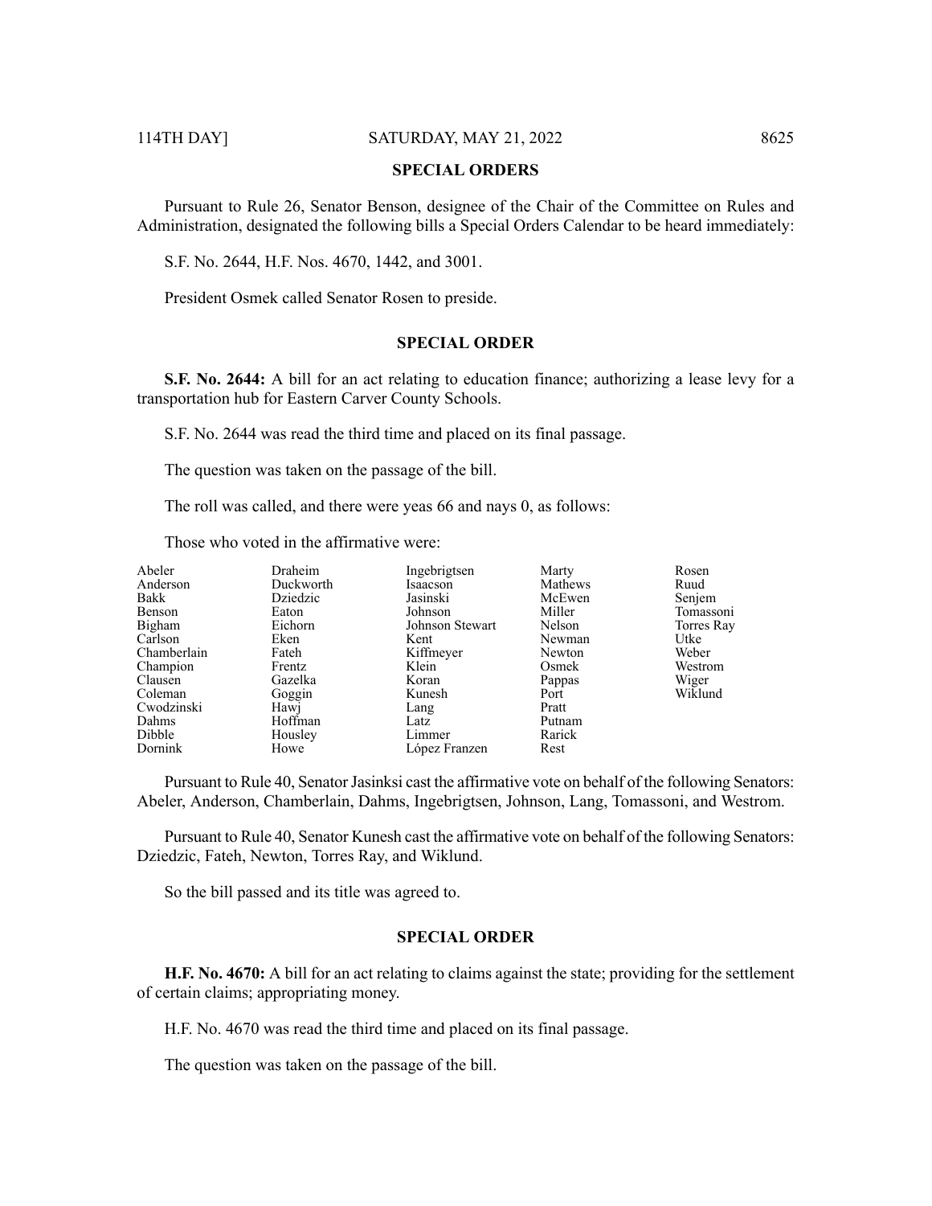## SPECIAL ORDERS

Pursuant to Rule 26, Senator Benson, designee of the Chair of the Committee on Rules and Administration, designated the following bills a Special Orders Calendar to be heard immediately:

S.F. No. 2644, H.F. Nos. 4670, 1442, and 3001.

President Osmek called Senator Rosen to preside.

## SPECIAL ORDER

**S.F. No. 2644:** A bill for an act relating to education finance; authorizing a lease levy for a transportation hub for Eastern Carver County Schools.

S.F. No. 2644 was read the third time and placed on its final passage.

The question was taken on the passage of the bill.

The roll was called, and there were yeas 66 and nays 0, as follows:

Those who voted in the affirmative were:

| | | | | |
|---|---|---|---|---|
| Abeler | Draheim | Ingebrigtsen | Marty | Rosen |
| Anderson | Duckworth | Isaacson | Mathews | Ruud |
| Bakk | Dziedzic | Jasinski | McEwen | Senjem |
| Benson | Eaton | Johnson | Miller | Tomassoni |
| Bigham | Eichorn | Johnson Stewart | Nelson | Torres Ray |
| Carlson | Eken | Kent | Newman | Utke |
| Chamberlain | Fateh | Kiffmeyer | Newton | Weber |
| Champion | Frentz | Klein | Osmek | Westrom |
| Clausen | Gazelka | Koran | Pappas | Wiger |
| Coleman | Goggin | Kunesh | Port | Wiklund |
| Cwodzinski | Hawj | Lang | Pratt | |
| Dahms | Hoffman | Latz | Putnam | |
| Dibble | Housley | Limmer | Rarick | |
| Dornink | Howe | López Franzen | Rest | |

Pursuant to Rule 40, Senator Jasinksi cast the affirmative vote on behalf of the following Senators: Abeler, Anderson, Chamberlain, Dahms, Ingebrigtsen, Johnson, Lang, Tomassoni, and Westrom.

Pursuant to Rule 40, Senator Kunesh cast the affirmative vote on behalf of the following Senators: Dziedzic, Fateh, Newton, Torres Ray, and Wiklund.

So the bill passed and its title was agreed to.

## SPECIAL ORDER

**H.F. No. 4670:** A bill for an act relating to claims against the state; providing for the settlement of certain claims; appropriating money.

H.F. No. 4670 was read the third time and placed on its final passage.

The question was taken on the passage of the bill.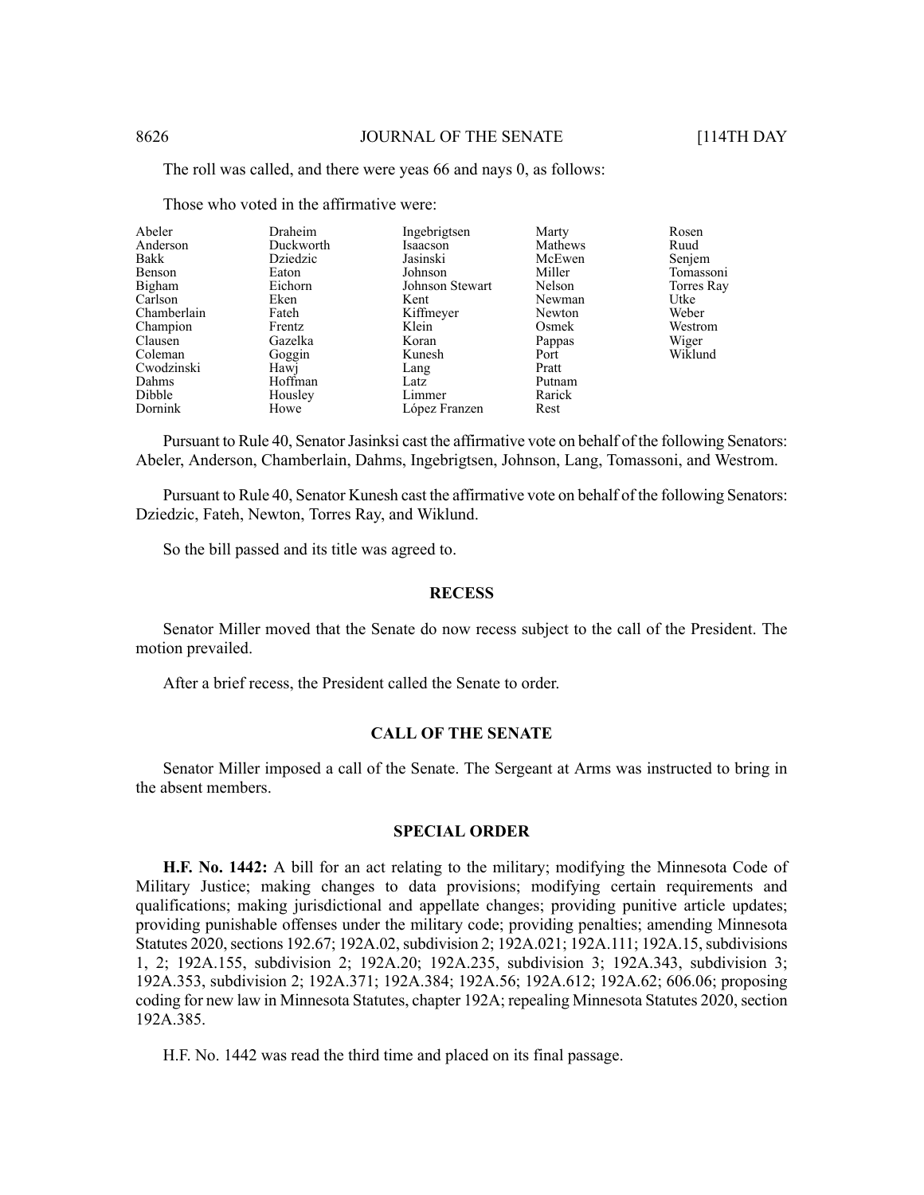The roll was called, and there were yeas 66 and nays 0, as follows:

Those who voted in the affirmative were:

| | | | | |
|---|---|---|---|---|
| Abeler | Draheim | Ingebrigtsen | Marty | Rosen |
| Anderson | Duckworth | Isaacson | Mathews | Ruud |
| Bakk | Dziedzic | Jasinski | McEwen | Senjem |
| Benson | Eaton | Johnson | Miller | Tomassoni |
| Bigham | Eichorn | Johnson Stewart | Nelson | Torres Ray |
| Carlson | Eken | Kent | Newman | Utke |
| Chamberlain | Fateh | Kiffmeyer | Newton | Weber |
| Champion | Frentz | Klein | Osmek | Westrom |
| Clausen | Gazelka | Koran | Pappas | Wiger |
| Coleman | Goggin | Kunesh | Port | Wiklund |
| Cwodzinski | Hawj | Lang | Pratt | |
| Dahms | Hoffman | Latz | Putnam | |
| Dibble | Housley | Limmer | Rarick | |
| Dornink | Howe | López Franzen | Rest | |

Pursuant to Rule 40, Senator Jasinksi cast the affirmative vote on behalf of the following Senators: Abeler, Anderson, Chamberlain, Dahms, Ingebrigtsen, Johnson, Lang, Tomassoni, and Westrom.

Pursuant to Rule 40, Senator Kunesh cast the affirmative vote on behalf of the following Senators: Dziedzic, Fateh, Newton, Torres Ray, and Wiklund.

So the bill passed and its title was agreed to.

## RECESS

Senator Miller moved that the Senate do now recess subject to the call of the President. The motion prevailed.

After a brief recess, the President called the Senate to order.

## CALL OF THE SENATE

Senator Miller imposed a call of the Senate. The Sergeant at Arms was instructed to bring in the absent members.

## SPECIAL ORDER

**H.F. No. 1442:** A bill for an act relating to the military; modifying the Minnesota Code of Military Justice; making changes to data provisions; modifying certain requirements and qualifications; making jurisdictional and appellate changes; providing punitive article updates; providing punishable offenses under the military code; providing penalties; amending Minnesota Statutes 2020, sections 192.67; 192A.02, subdivision 2; 192A.021; 192A.111; 192A.15, subdivisions 1, 2; 192A.155, subdivision 2; 192A.20; 192A.235, subdivision 3; 192A.343, subdivision 3; 192A.353, subdivision 2; 192A.371; 192A.384; 192A.56; 192A.612; 192A.62; 606.06; proposing coding for new law in Minnesota Statutes, chapter 192A; repealing Minnesota Statutes 2020, section 192A.385.

H.F. No. 1442 was read the third time and placed on its final passage.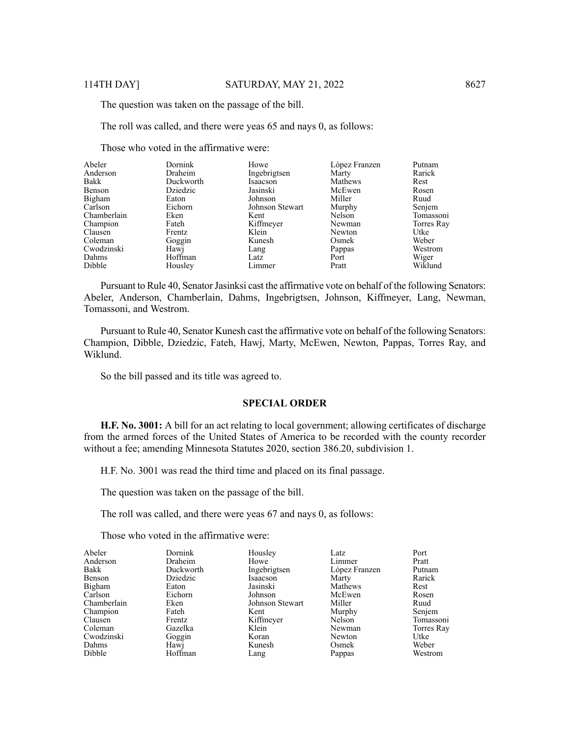The question was taken on the passage of the bill.

The roll was called, and there were yeas 65 and nays 0, as follows:

Those who voted in the affirmative were:

| | | | | |
|---|---|---|---|---|
| Abeler | Dornink | Howe | López Franzen | Putnam |
| Anderson | Draheim | Ingebrigtsen | Marty | Rarick |
| Bakk | Duckworth | Isaacson | Mathews | Rest |
| Benson | Dziedzic | Jasinski | McEwen | Rosen |
| Bigham | Eaton | Johnson | Miller | Ruud |
| Carlson | Eichorn | Johnson Stewart | Murphy | Senjem |
| Chamberlain | Eken | Kent | Nelson | Tomassoni |
| Champion | Fateh | Kiffmeyer | Newman | Torres Ray |
| Clausen | Frentz | Klein | Newton | Utke |
| Coleman | Goggin | Kunesh | Osmek | Weber |
| Cwodzinski | Hawj | Lang | Pappas | Westrom |
| Dahms | Hoffman | Latz | Port | Wiger |
| Dibble | Housley | Limmer | Pratt | Wiklund |

Pursuant to Rule 40, Senator Jasinksi cast the affirmative vote on behalf of the following Senators: Abeler, Anderson, Chamberlain, Dahms, Ingebrigtsen, Johnson, Kiffmeyer, Lang, Newman, Tomassoni, and Westrom.

Pursuant to Rule 40, Senator Kunesh cast the affirmative vote on behalf of the following Senators: Champion, Dibble, Dziedzic, Fateh, Hawj, Marty, McEwen, Newton, Pappas, Torres Ray, and Wiklund.

So the bill passed and its title was agreed to.

## SPECIAL ORDER

**H.F. No. 3001:** A bill for an act relating to local government; allowing certificates of discharge from the armed forces of the United States of America to be recorded with the county recorder without a fee; amending Minnesota Statutes 2020, section 386.20, subdivision 1.

H.F. No. 3001 was read the third time and placed on its final passage.

The question was taken on the passage of the bill.

The roll was called, and there were yeas 67 and nays 0, as follows:

Those who voted in the affirmative were:

| | | | | |
|---|---|---|---|---|
| Abeler | Dornink | Housley | Latz | Port |
| Anderson | Draheim | Howe | Limmer | Pratt |
| Bakk | Duckworth | Ingebrigtsen | López Franzen | Putnam |
| Benson | Dziedzic | Isaacson | Marty | Rarick |
| Bigham | Eaton | Jasinski | Mathews | Rest |
| Carlson | Eichorn | Johnson | McEwen | Rosen |
| Chamberlain | Eken | Johnson Stewart | Miller | Ruud |
| Champion | Fateh | Kent | Murphy | Senjem |
| Clausen | Frentz | Kiffmeyer | Nelson | Tomassoni |
| Coleman | Gazelka | Klein | Newman | Torres Ray |
| Cwodzinski | Goggin | Koran | Newton | Utke |
| Dahms | Hawj | Kunesh | Osmek | Weber |
| Dibble | Hoffman | Lang | Pappas | Westrom |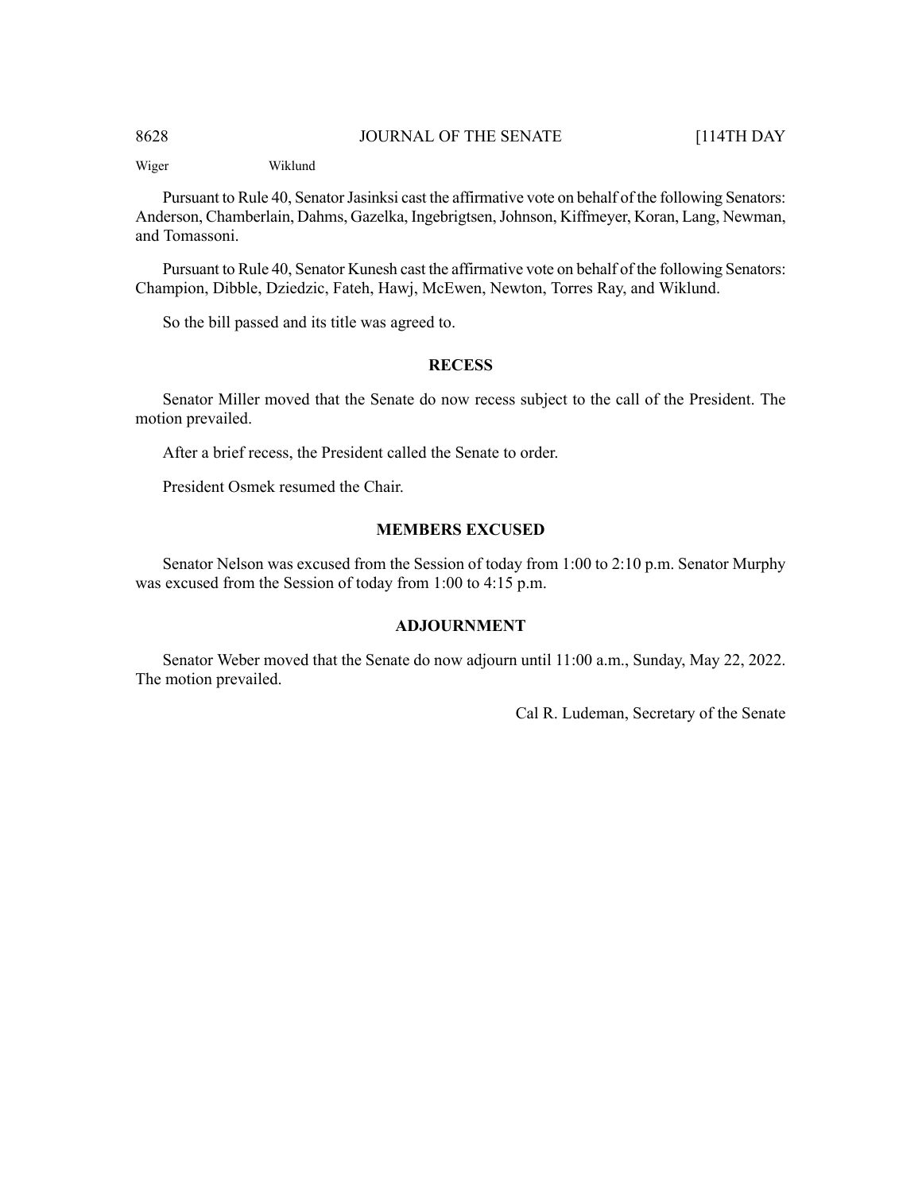Wiger Wiklund

Pursuant to Rule 40, Senator Jasinksi cast the affirmative vote on behalf of the following Senators: Anderson, Chamberlain, Dahms, Gazelka, Ingebrigtsen, Johnson, Kiffmeyer, Koran, Lang, Newman, and Tomassoni.

Pursuant to Rule 40, Senator Kunesh cast the affirmative vote on behalf of the following Senators: Champion, Dibble, Dziedzic, Fateh, Hawj, McEwen, Newton, Torres Ray, and Wiklund.

So the bill passed and its title was agreed to.

## RECESS

Senator Miller moved that the Senate do now recess subject to the call of the President. The motion prevailed.

After a brief recess, the President called the Senate to order.

President Osmek resumed the Chair.

## MEMBERS EXCUSED

Senator Nelson was excused from the Session of today from 1:00 to 2:10 p.m. Senator Murphy was excused from the Session of today from 1:00 to 4:15 p.m.

## ADJOURNMENT

Senator Weber moved that the Senate do now adjourn until 11:00 a.m., Sunday, May 22, 2022. The motion prevailed.

Cal R. Ludeman, Secretary of the Senate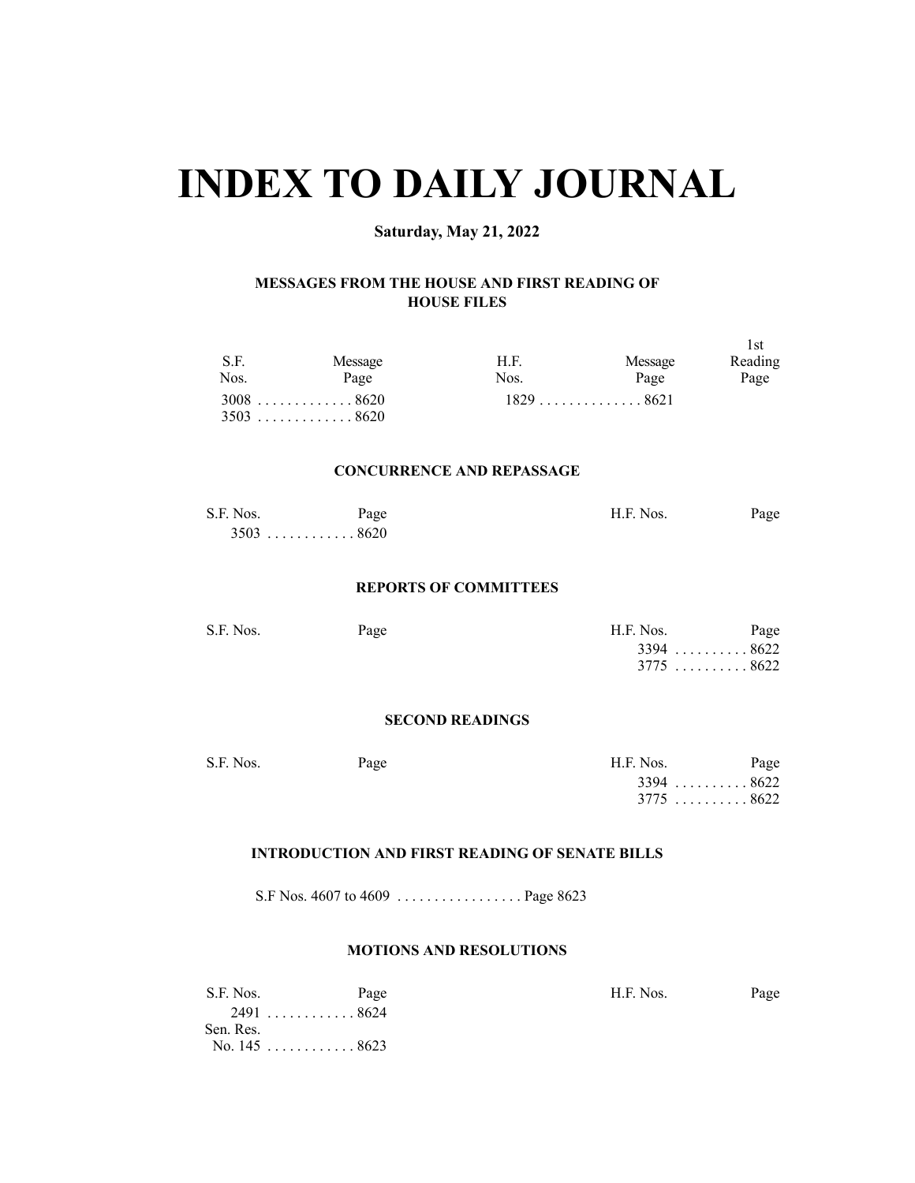# INDEX TO DAILY JOURNAL

**Saturday, May 21, 2022**

### MESSAGES FROM THE HOUSE AND FIRST READING OF HOUSE FILES

| S.F. Nos. | Message Page | H.F. Nos. | Message Page | 1st Reading Page |
|---|---|---|---|---|
| 3008 | 8620 | 1829 | 8621 | |
| 3503 | 8620 | | | |

### CONCURRENCE AND REPASSAGE

| S.F. Nos. | Page | H.F. Nos. | Page |
|---|---|---|---|
| 3503 | 8620 | | |

### REPORTS OF COMMITTEES

| S.F. Nos. | Page | H.F. Nos. | Page |
|---|---|---|---|
| | | 3394 | 8622 |
| | | 3775 | 8622 |

### SECOND READINGS

| S.F. Nos. | Page | H.F. Nos. | Page |
|---|---|---|---|
| | | 3394 | 8622 |
| | | 3775 | 8622 |

### INTRODUCTION AND FIRST READING OF SENATE BILLS

S.F Nos. 4607 to 4609 . . . . . . . . . . . . . . . . . Page 8623

### MOTIONS AND RESOLUTIONS

| S.F. Nos. | Page | H.F. Nos. | Page |
|---|---|---|---|
| 2491 | 8624 | | |
| Sen. Res. No. 145 | 8623 | | |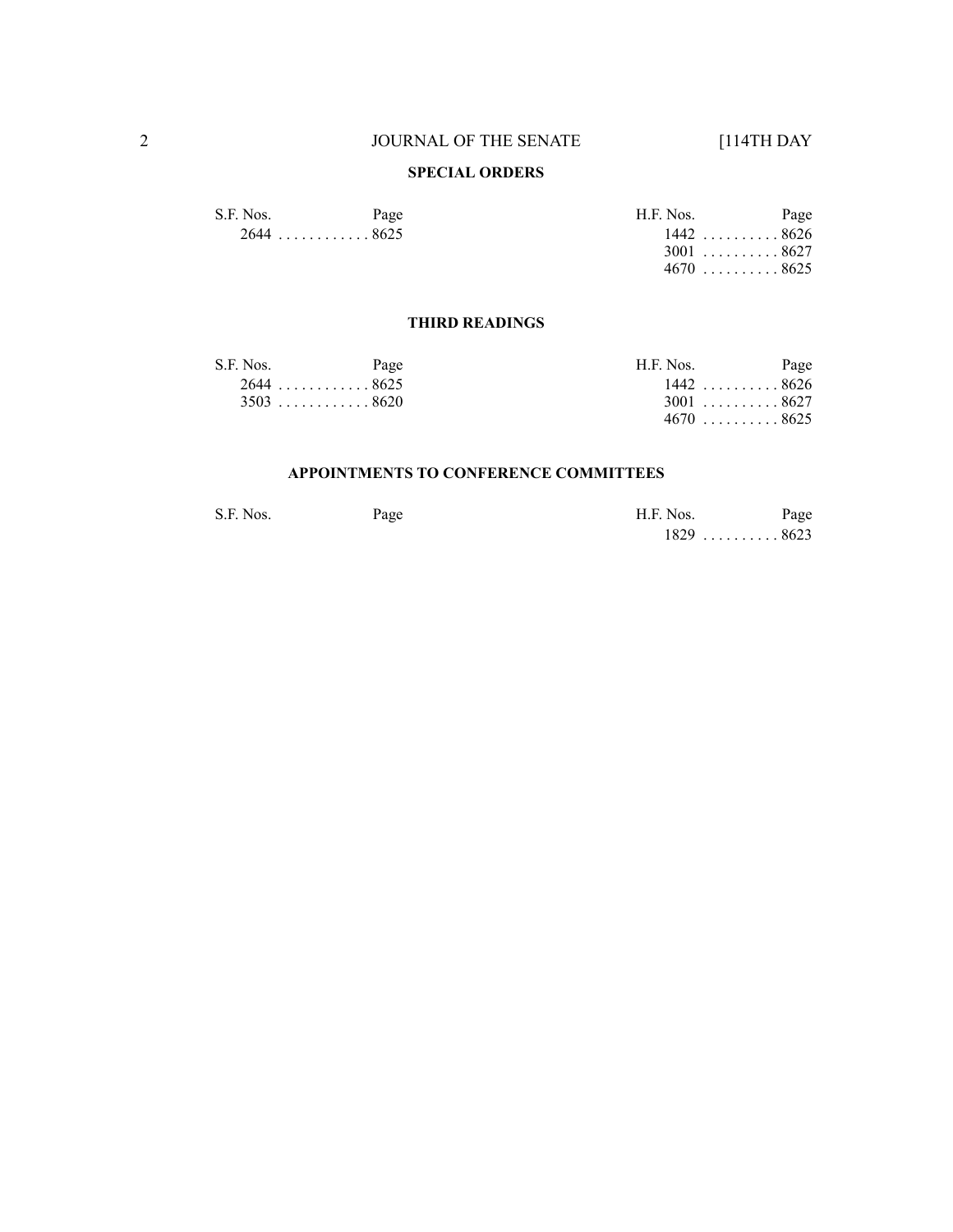## SPECIAL ORDERS

| S.F. Nos. | Page | H.F. Nos. | Page |
|---|---|---|---|
| 2644 | 8625 | 1442 | 8626 |
| | | 3001 | 8627 |
| | | 4670 | 8625 |

## THIRD READINGS

| S.F. Nos. | Page | H.F. Nos. | Page |
|---|---|---|---|
| 2644 | 8625 | 1442 | 8626 |
| 3503 | 8620 | 3001 | 8627 |
| | | 4670 | 8625 |

## APPOINTMENTS TO CONFERENCE COMMITTEES

| S.F. Nos. | Page | H.F. Nos. | Page |
|---|---|---|---|
| | | 1829 | 8623 |